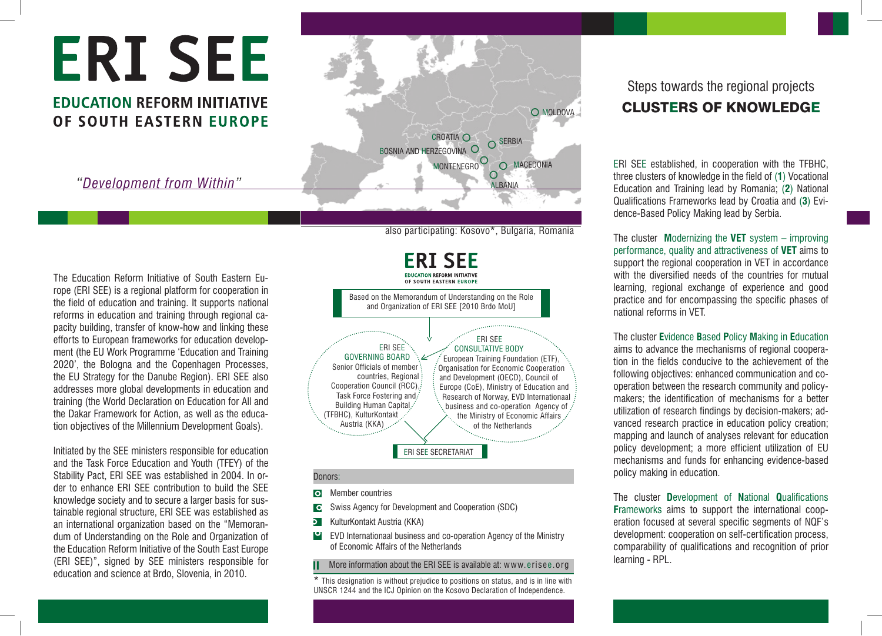# ERI SEE

## EDUCATION REFORM INITIATIVE OF SOUTH EASTERN EUROPE

*"Development from Within"*

MOLDOVA
CROATIA
SERBIA
BOSNIA AND HERZEGOVINA
MONTENEGRO
MACEDONIA
ALBANIA

also participating: Kosovo*, Bulgaria, Romania

The Education Reform Initiative of South Eastern Europe (ERI SEE) is a regional platform for cooperation in the field of education and training. It supports national reforms in education and training through regional capacity building, transfer of know-how and linking these efforts to European frameworks for education development (the EU Work Programme 'Education and Training 2020', the Bologna and the Copenhagen Processes, the EU Strategy for the Danube Region). ERI SEE also addresses more global developments in education and training (the World Declaration on Education for All and the Dakar Framework for Action, as well as the education objectives of the Millennium Development Goals).

Initiated by the SEE ministers responsible for education and the Task Force Education and Youth (TFEY) of the Stability Pact, ERI SEE was established in 2004. In order to enhance ERI SEE contribution to build the SEE knowledge society and to secure a larger basis for sustainable regional structure, ERI SEE was established as an international organization based on the "Memorandum of Understanding on the Role and Organization of the Education Reform Initiative of the South East Europe (ERI SEE)", signed by SEE ministers responsible for education and science at Brdo, Slovenia, in 2010.

**ERI SEE**
EDUCATION REFORM INITIATIVE OF SOUTH EASTERN EUROPE

Based on the Memorandum of Understanding on the Role and Organization of ERI SEE [2010 Brdo MoU]

**ERI SEE GOVERNING BOARD**
Senior Officials of member countries, Regional Cooperation Council (RCC), Task Force Fostering and Building Human Capital (TFBHC), KulturKontakt Austria (KKA)

**ERI SEE CONSULTATIVE BODY**
European Training Foundation (ETF), Organisation for Economic Cooperation and Development (OECD), Council of Europe (CoE), Ministry of Education and Research of Norway, EVD Internationaal business and co-operation Agency of the Ministry of Economic Affairs of the Netherlands

**ERI SEE SECRETARIAT**

Donors:

- Member countries
- Swiss Agency for Development and Cooperation (SDC)
- KulturKontakt Austria (KKA)
- EVD Internationaal business and co-operation Agency of the Ministry of Economic Affairs of the Netherlands

More information about the ERI SEE is available at: www.erisee.org

* This designation is without prejudice to positions on status, and is in line with UNSCR 1244 and the ICJ Opinion on the Kosovo Declaration of Independence.

## Steps towards the regional projects

## CLUSTERS OF KNOWLEDGE

ERI SEE established, in cooperation with the TFBHC, three clusters of knowledge in the field of (**1**) Vocational Education and Training lead by Romania; (**2**) National Qualifications Frameworks lead by Croatia and (**3**) Evidence-Based Policy Making lead by Serbia.

The cluster **M**odernizing the **VET** system – improving performance, quality and attractiveness of **VET** aims to support the regional cooperation in VET in accordance with the diversified needs of the countries for mutual learning, regional exchange of experience and good practice and for encompassing the specific phases of national reforms in VET.

The cluster **E**vidence **B**ased **P**olicy **M**aking in **E**ducation aims to advance the mechanisms of regional cooperation in the fields conducive to the achievement of the following objectives: enhanced communication and cooperation between the research community and policy-makers; the identification of mechanisms for a better utilization of research findings by decision-makers; advanced research practice in education policy creation; mapping and launch of analyses relevant for education policy development; a more efficient utilization of EU mechanisms and funds for enhancing evidence-based policy making in education.

The cluster **D**evelopment of **N**ational **Q**ualifications **F**rameworks aims to support the international cooperation focused at several specific segments of NQF's development: cooperation on self-certification process, comparability of qualifications and recognition of prior learning - RPL.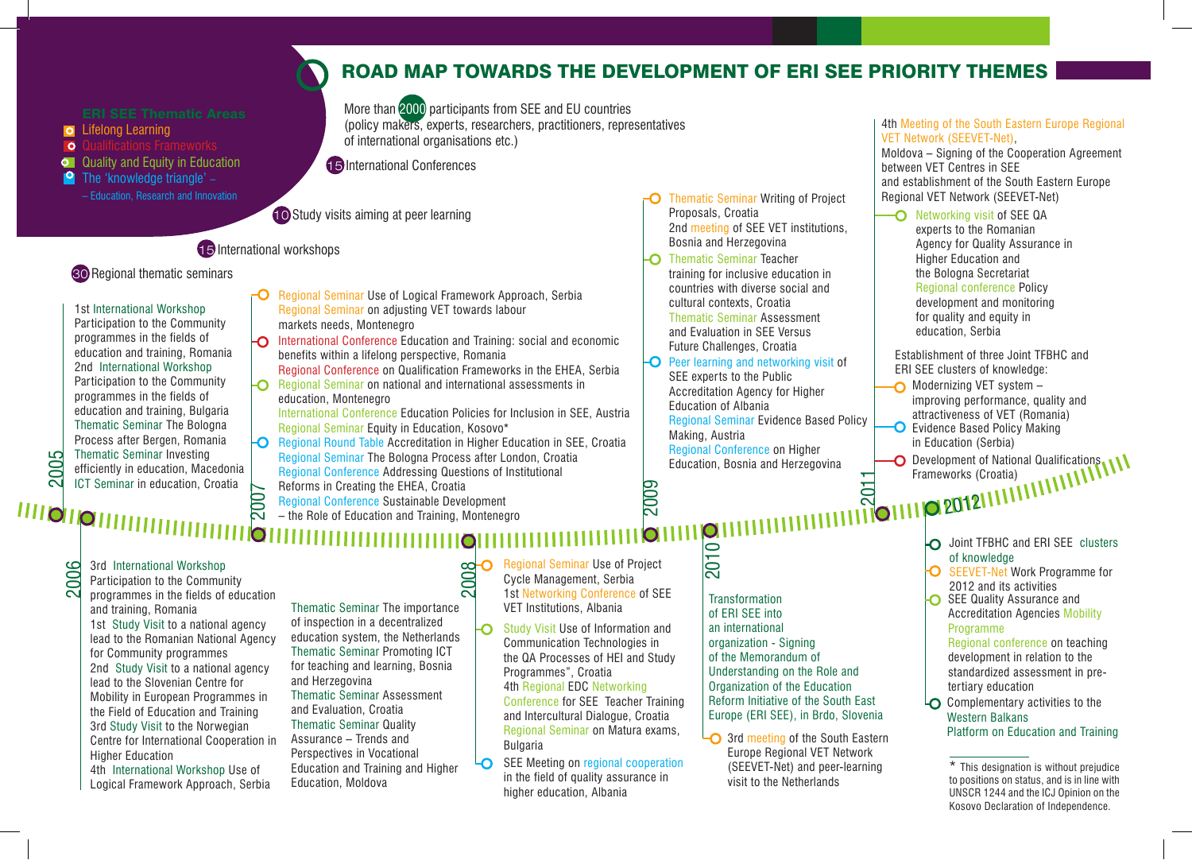# ROAD MAP TOWARDS THE DEVELOPMENT OF ERI SEE PRIORITY THEMES

**ERI SEE Thematic Areas**

- Lifelong Learning
- Qualifications Frameworks
- Quality and Equity in Education
- The 'knowledge triangle' – – Education, Research and Innovation

More than 2000 participants from SEE and EU countries (policy makers, experts, researchers, practitioners, representatives of international organisations etc.)

15 International Conferences

10 Study visits aiming at peer learning

15 International workshops

30 Regional thematic seminars

## 2005

1st International Workshop Participation to the Community programmes in the fields of education and training, Romania
2nd International Workshop Participation to the Community programmes in the fields of education and training, Bulgaria
Thematic Seminar The Bologna Process after Bergen, Romania
Thematic Seminar Investing efficiently in education, Macedonia
ICT Seminar in education, Croatia

## 2006

3rd International Workshop Participation to the Community programmes in the fields of education and training, Romania
1st Study Visit to a national agency lead to the Romanian National Agency for Community programmes
2nd Study Visit to a national agency lead to the Slovenian Centre for Mobility in European Programmes in the Field of Education and Training
3rd Study Visit to the Norwegian Centre for International Cooperation in Higher Education
4th International Workshop Use of Logical Framework Approach, Serbia

Thematic Seminar The importance of inspection in a decentralized education system, the Netherlands
Thematic Seminar Promoting ICT for teaching and learning, Bosnia and Herzegovina
Thematic Seminar Assessment and Evaluation, Croatia
Thematic Seminar Quality Assurance – Trends and Perspectives in Vocational Education and Training and Higher Education, Moldova

## 2007

- Regional Seminar Use of Logical Framework Approach, Serbia
  Regional Seminar on adjusting VET towards labour markets needs, Montenegro
- International Conference Education and Training: social and economic benefits within a lifelong perspective, Romania
  Regional Conference on Qualification Frameworks in the EHEA, Serbia
- Regional Seminar on national and international assessments in education, Montenegro
  International Conference Education Policies for Inclusion in SEE, Austria
  Regional Seminar Equity in Education, Kosovo*
- Regional Round Table Accreditation in Higher Education in SEE, Croatia
  Regional Seminar The Bologna Process after London, Croatia
  Regional Conference Addressing Questions of Institutional Reforms in Creating the EHEA, Croatia
  Regional Conference Sustainable Development – the Role of Education and Training, Montenegro

## 2008

- Regional Seminar Use of Project Cycle Management, Serbia
  1st Networking Conference of SEE VET Institutions, Albania
- Study Visit Use of Information and Communication Technologies in the QA Processes of HEI and Study Programmes", Croatia
  4th Regional EDC Networking Conference for SEE Teacher Training and Intercultural Dialogue, Croatia
  Regional Seminar on Matura exams, Bulgaria
- SEE Meeting on regional cooperation in the field of quality assurance in higher education, Albania

## 2009

- Thematic Seminar Writing of Project Proposals, Croatia
  2nd meeting of SEE VET institutions, Bosnia and Herzegovina
- Thematic Seminar Teacher training for inclusive education in countries with diverse social and cultural contexts, Croatia
  Thematic Seminar Assessment and Evaluation in SEE Versus Future Challenges, Croatia
- Peer learning and networking visit of SEE experts to the Public Accreditation Agency for Higher Education of Albania
  Regional Seminar Evidence Based Policy Making, Austria
  Regional Conference on Higher Education, Bosnia and Herzegovina

## 2010

Transformation of ERI SEE into an international organization - Signing of the Memorandum of Understanding on the Role and Organization of the Education Reform Initiative of the South East Europe (ERI SEE), in Brdo, Slovenia

- 3rd meeting of the South Eastern Europe Regional VET Network (SEEVET-Net) and peer-learning visit to the Netherlands

## 2011

4th Meeting of the South Eastern Europe Regional VET Network (SEEVET-Net),
Moldova – Signing of the Cooperation Agreement between VET Centres in SEE and establishment of the South Eastern Europe Regional VET Network (SEEVET-Net)

- Networking visit of SEE QA experts to the Romanian Agency for Quality Assurance in Higher Education and the Bologna Secretariat
  Regional conference Policy development and monitoring for quality and equity in education, Serbia

Establishment of three Joint TFBHC and ERI SEE clusters of knowledge:

- Modernizing VET system – improving performance, quality and attractiveness of VET (Romania)
- Evidence Based Policy Making in Education (Serbia)
- Development of National Qualifications Frameworks (Croatia)

## 2012

- Joint TFBHC and ERI SEE clusters of knowledge
- SEEVET-Net Work Programme for 2012 and its activities
- SEE Quality Assurance and Accreditation Agencies Mobility Programme
  Regional conference on teaching development in relation to the standardized assessment in pre-tertiary education
- Complementary activities to the Western Balkans Platform on Education and Training

---

* This designation is without prejudice to positions on status, and is in line with UNSCR 1244 and the ICJ Opinion on the Kosovo Declaration of Independence.